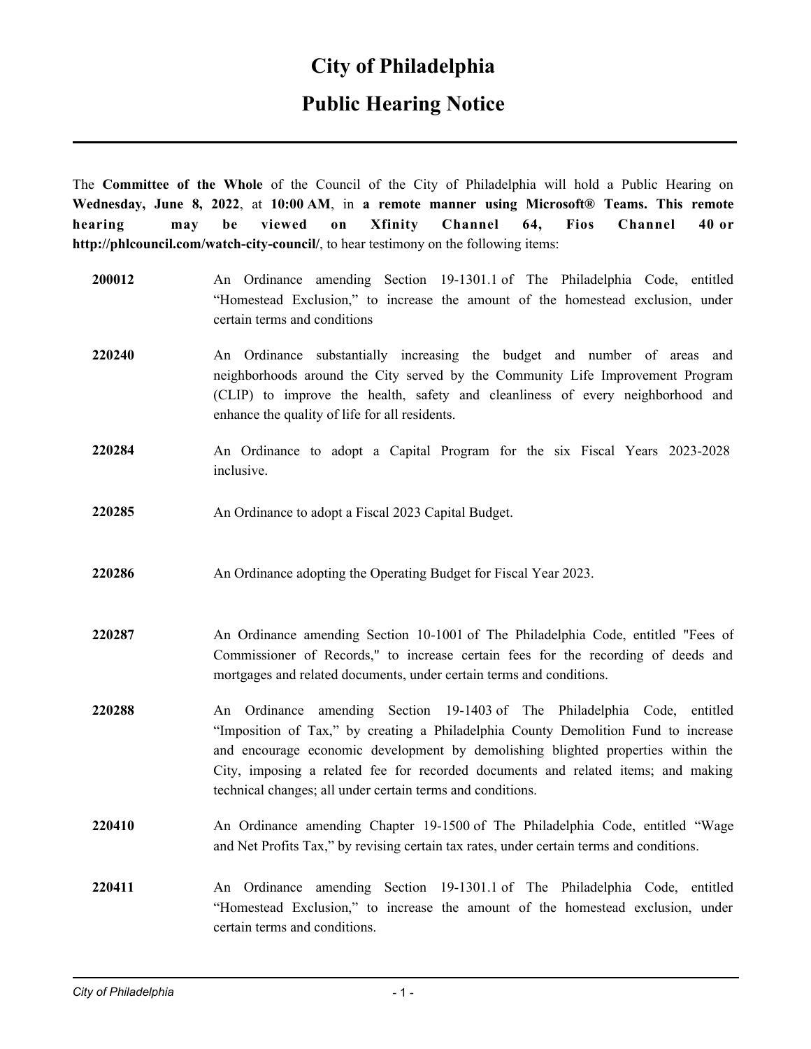# City of Philadelphia

## Public Hearing Notice

The **Committee of the Whole** of the Council of the City of Philadelphia will hold a Public Hearing on **Wednesday, June 8, 2022**, at **10:00 AM**, in **a remote manner using Microsoft® Teams. This remote hearing may be viewed on Xfinity Channel 64, Fios Channel 40 or http://phlcouncil.com/watch-city-council/**, to hear testimony on the following items:

**200012** An Ordinance amending Section 19-1301.1 of The Philadelphia Code, entitled "Homestead Exclusion," to increase the amount of the homestead exclusion, under certain terms and conditions

**220240** An Ordinance substantially increasing the budget and number of areas and neighborhoods around the City served by the Community Life Improvement Program (CLIP) to improve the health, safety and cleanliness of every neighborhood and enhance the quality of life for all residents.

**220284** An Ordinance to adopt a Capital Program for the six Fiscal Years 2023-2028 inclusive.

**220285** An Ordinance to adopt a Fiscal 2023 Capital Budget.

**220286** An Ordinance adopting the Operating Budget for Fiscal Year 2023.

**220287** An Ordinance amending Section 10-1001 of The Philadelphia Code, entitled "Fees of Commissioner of Records," to increase certain fees for the recording of deeds and mortgages and related documents, under certain terms and conditions.

**220288** An Ordinance amending Section 19-1403 of The Philadelphia Code, entitled "Imposition of Tax," by creating a Philadelphia County Demolition Fund to increase and encourage economic development by demolishing blighted properties within the City, imposing a related fee for recorded documents and related items; and making technical changes; all under certain terms and conditions.

**220410** An Ordinance amending Chapter 19-1500 of The Philadelphia Code, entitled "Wage and Net Profits Tax," by revising certain tax rates, under certain terms and conditions.

**220411** An Ordinance amending Section 19-1301.1 of The Philadelphia Code, entitled "Homestead Exclusion," to increase the amount of the homestead exclusion, under certain terms and conditions.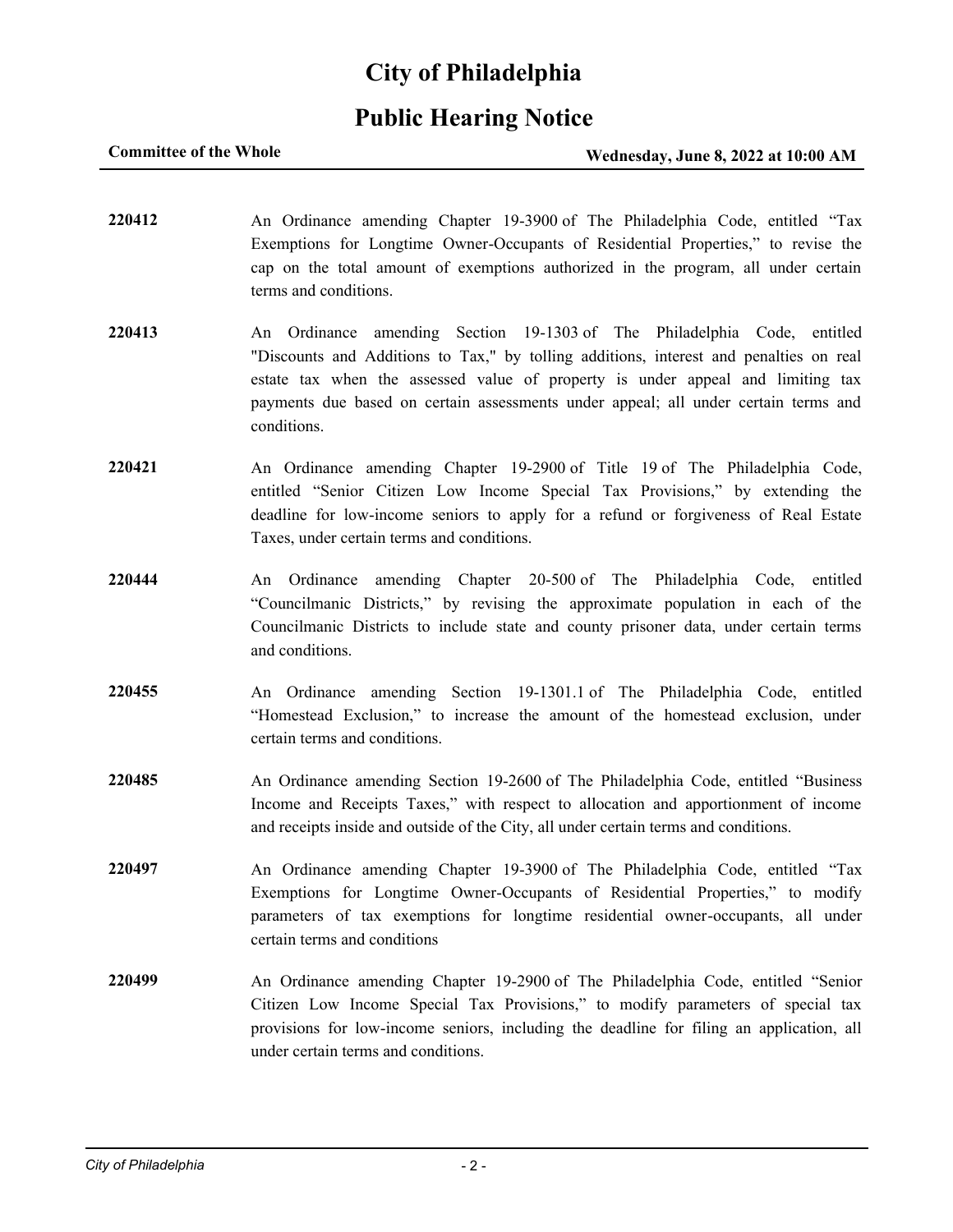# City of Philadelphia

## Public Hearing Notice

**Committee of the Whole** **Wednesday, June 8, 2022 at 10:00 AM**

---

**220412** An Ordinance amending Chapter 19-3900 of The Philadelphia Code, entitled "Tax Exemptions for Longtime Owner-Occupants of Residential Properties," to revise the cap on the total amount of exemptions authorized in the program, all under certain terms and conditions.

**220413** An Ordinance amending Section 19-1303 of The Philadelphia Code, entitled "Discounts and Additions to Tax," by tolling additions, interest and penalties on real estate tax when the assessed value of property is under appeal and limiting tax payments due based on certain assessments under appeal; all under certain terms and conditions.

**220421** An Ordinance amending Chapter 19-2900 of Title 19 of The Philadelphia Code, entitled "Senior Citizen Low Income Special Tax Provisions," by extending the deadline for low-income seniors to apply for a refund or forgiveness of Real Estate Taxes, under certain terms and conditions.

**220444** An Ordinance amending Chapter 20-500 of The Philadelphia Code, entitled "Councilmanic Districts," by revising the approximate population in each of the Councilmanic Districts to include state and county prisoner data, under certain terms and conditions.

**220455** An Ordinance amending Section 19-1301.1 of The Philadelphia Code, entitled "Homestead Exclusion," to increase the amount of the homestead exclusion, under certain terms and conditions.

**220485** An Ordinance amending Section 19-2600 of The Philadelphia Code, entitled "Business Income and Receipts Taxes," with respect to allocation and apportionment of income and receipts inside and outside of the City, all under certain terms and conditions.

**220497** An Ordinance amending Chapter 19-3900 of The Philadelphia Code, entitled "Tax Exemptions for Longtime Owner-Occupants of Residential Properties," to modify parameters of tax exemptions for longtime residential owner-occupants, all under certain terms and conditions

**220499** An Ordinance amending Chapter 19-2900 of The Philadelphia Code, entitled "Senior Citizen Low Income Special Tax Provisions," to modify parameters of special tax provisions for low-income seniors, including the deadline for filing an application, all under certain terms and conditions.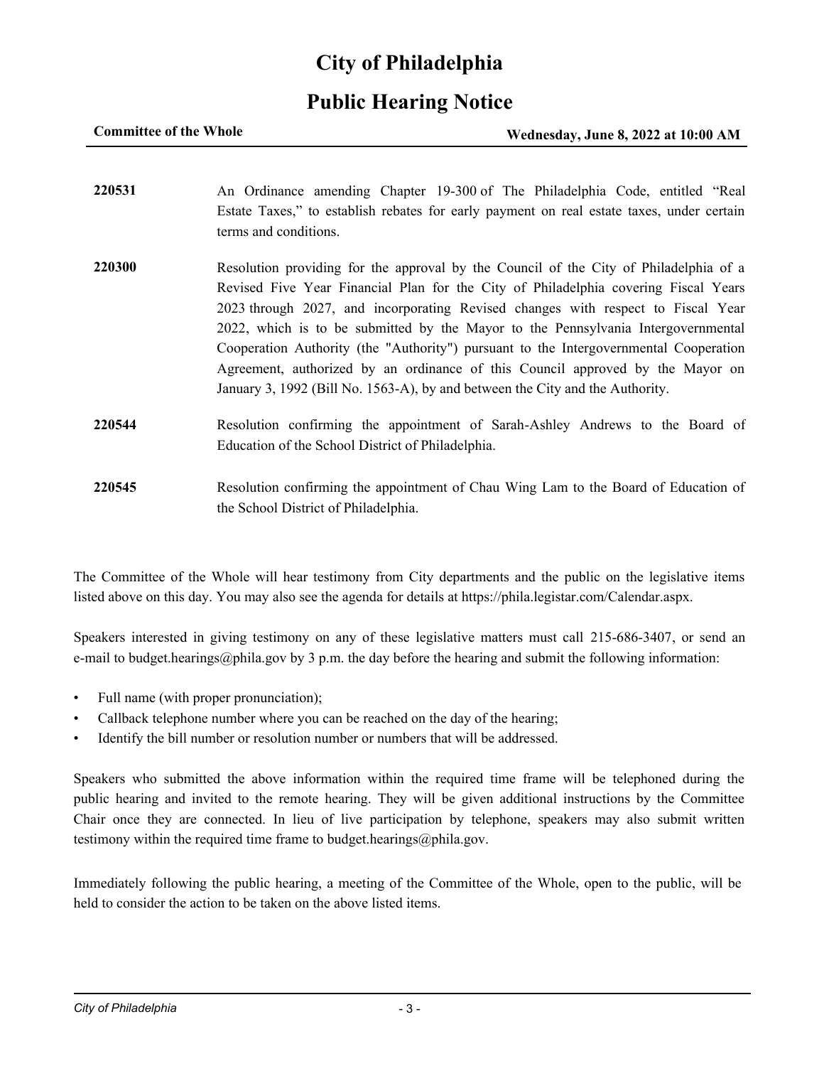# City of Philadelphia

## Public Hearing Notice

**Committee of the Whole** **Wednesday, June 8, 2022 at 10:00 AM**

**220531** An Ordinance amending Chapter 19-300 of The Philadelphia Code, entitled "Real Estate Taxes," to establish rebates for early payment on real estate taxes, under certain terms and conditions.

**220300** Resolution providing for the approval by the Council of the City of Philadelphia of a Revised Five Year Financial Plan for the City of Philadelphia covering Fiscal Years 2023 through 2027, and incorporating Revised changes with respect to Fiscal Year 2022, which is to be submitted by the Mayor to the Pennsylvania Intergovernmental Cooperation Authority (the "Authority") pursuant to the Intergovernmental Cooperation Agreement, authorized by an ordinance of this Council approved by the Mayor on January 3, 1992 (Bill No. 1563-A), by and between the City and the Authority.

**220544** Resolution confirming the appointment of Sarah-Ashley Andrews to the Board of Education of the School District of Philadelphia.

**220545** Resolution confirming the appointment of Chau Wing Lam to the Board of Education of the School District of Philadelphia.

The Committee of the Whole will hear testimony from City departments and the public on the legislative items listed above on this day. You may also see the agenda for details at https://phila.legistar.com/Calendar.aspx.

Speakers interested in giving testimony on any of these legislative matters must call 215-686-3407, or send an e-mail to budget.hearings@phila.gov by 3 p.m. the day before the hearing and submit the following information:

- Full name (with proper pronunciation);
- Callback telephone number where you can be reached on the day of the hearing;
- Identify the bill number or resolution number or numbers that will be addressed.

Speakers who submitted the above information within the required time frame will be telephoned during the public hearing and invited to the remote hearing. They will be given additional instructions by the Committee Chair once they are connected. In lieu of live participation by telephone, speakers may also submit written testimony within the required time frame to budget.hearings@phila.gov.

Immediately following the public hearing, a meeting of the Committee of the Whole, open to the public, will be held to consider the action to be taken on the above listed items.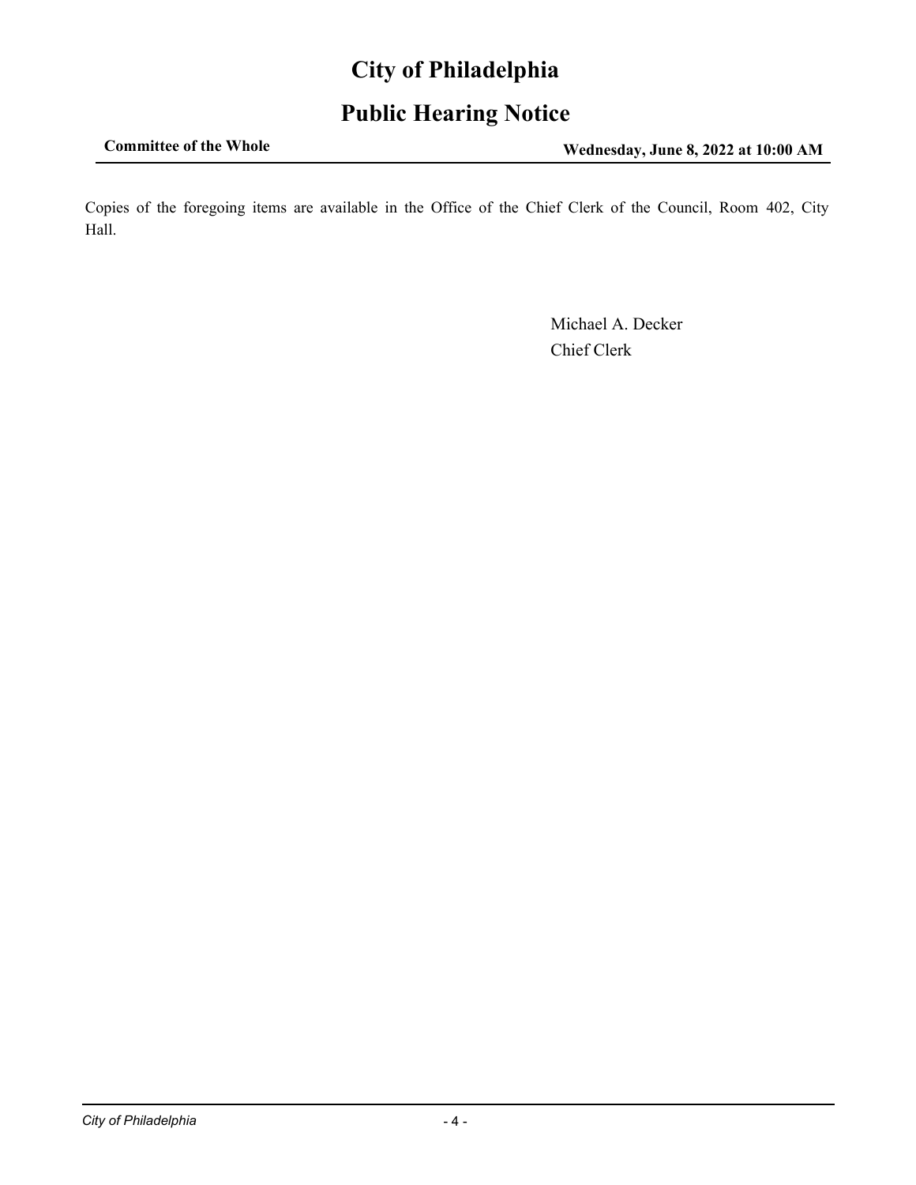# City of Philadelphia

## Public Hearing Notice

**Committee of the Whole** **Wednesday, June 8, 2022 at 10:00 AM**

Copies of the foregoing items are available in the Office of the Chief Clerk of the Council, Room 402, City Hall.

Michael A. Decker
Chief Clerk